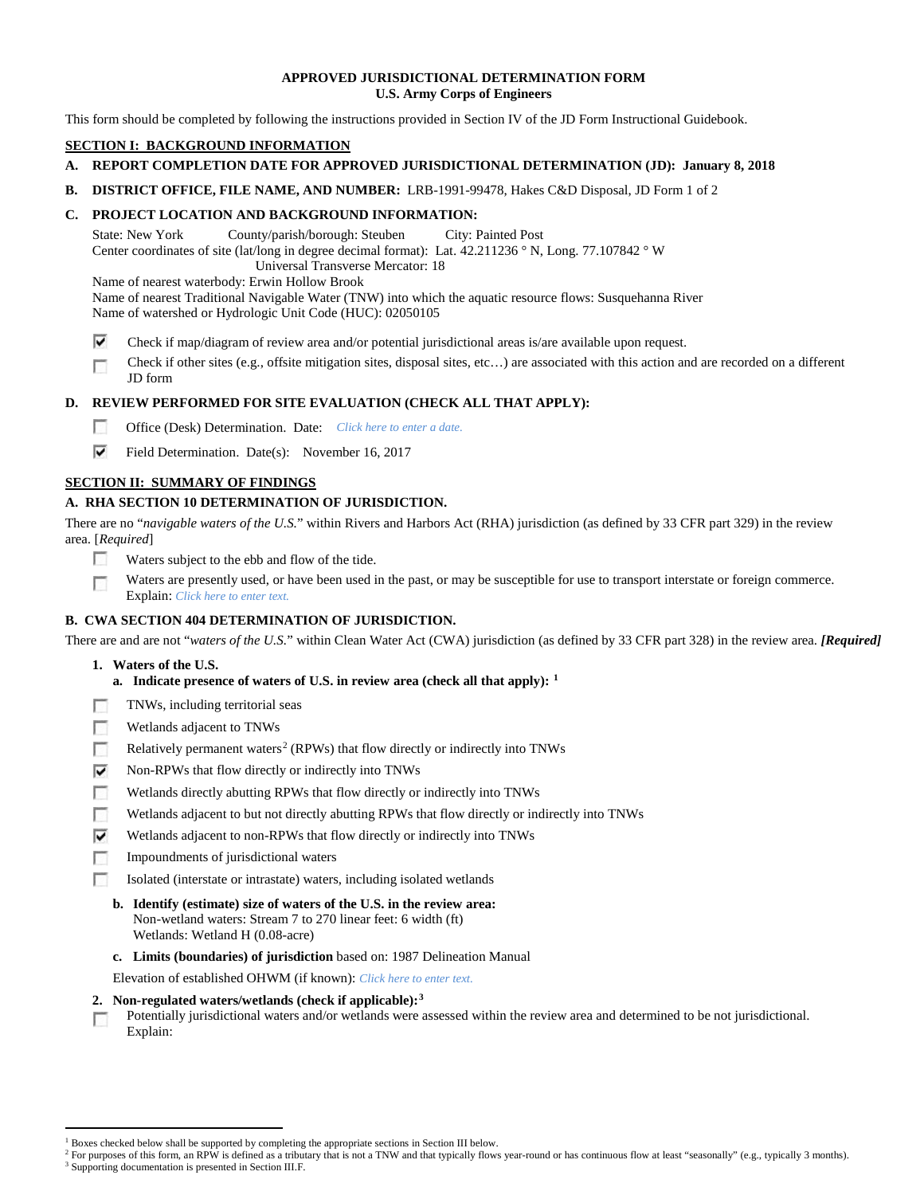# APPROVED JURISDICTIONAL DETERMINATION FORM
## U.S. Army Corps of Engineers

This form should be completed by following the instructions provided in Section IV of the JD Form Instructional Guidebook.

## SECTION I: BACKGROUND INFORMATION

**A. REPORT COMPLETION DATE FOR APPROVED JURISDICTIONAL DETERMINATION (JD): January 8, 2018**

**B. DISTRICT OFFICE, FILE NAME, AND NUMBER:** LRB-1991-99478, Hakes C&D Disposal, JD Form 1 of 2

**C. PROJECT LOCATION AND BACKGROUND INFORMATION:**

State: New York     County/parish/borough: Steuben     City: Painted Post
Center coordinates of site (lat/long in degree decimal format): Lat. 42.211236 ° N, Long. 77.107842 ° W
Universal Transverse Mercator: 18
Name of nearest waterbody: Erwin Hollow Brook
Name of nearest Traditional Navigable Water (TNW) into which the aquatic resource flows: Susquehanna River
Name of watershed or Hydrologic Unit Code (HUC): 02050105

- [x] Check if map/diagram of review area and/or potential jurisdictional areas is/are available upon request.
- [ ] Check if other sites (e.g., offsite mitigation sites, disposal sites, etc…) are associated with this action and are recorded on a different JD form

**D. REVIEW PERFORMED FOR SITE EVALUATION (CHECK ALL THAT APPLY):**

- [ ] Office (Desk) Determination. Date: *Click here to enter a date.*
- [x] Field Determination. Date(s): November 16, 2017

## SECTION II: SUMMARY OF FINDINGS

**A. RHA SECTION 10 DETERMINATION OF JURISDICTION.**

There are no "*navigable waters of the U.S.*" within Rivers and Harbors Act (RHA) jurisdiction (as defined by 33 CFR part 329) in the review area. [*Required*]

- [ ] Waters subject to the ebb and flow of the tide.
- [ ] Waters are presently used, or have been used in the past, or may be susceptible for use to transport interstate or foreign commerce. Explain: *Click here to enter text.*

**B. CWA SECTION 404 DETERMINATION OF JURISDICTION.**

There are and are not "*waters of the U.S.*" within Clean Water Act (CWA) jurisdiction (as defined by 33 CFR part 328) in the review area. ***[Required]***

**1. Waters of the U.S.**

**a. Indicate presence of waters of U.S. in review area (check all that apply):** [1]

- [ ] TNWs, including territorial seas
- [ ] Wetlands adjacent to TNWs
- [ ] Relatively permanent waters[2] (RPWs) that flow directly or indirectly into TNWs
- [x] Non-RPWs that flow directly or indirectly into TNWs
- [ ] Wetlands directly abutting RPWs that flow directly or indirectly into TNWs
- [ ] Wetlands adjacent to but not directly abutting RPWs that flow directly or indirectly into TNWs
- [x] Wetlands adjacent to non-RPWs that flow directly or indirectly into TNWs
- [ ] Impoundments of jurisdictional waters
- [ ] Isolated (interstate or intrastate) waters, including isolated wetlands

**b. Identify (estimate) size of waters of the U.S. in the review area:**
Non-wetland waters: Stream 7 to 270 linear feet: 6 width (ft)
Wetlands: Wetland H (0.08-acre)

**c. Limits (boundaries) of jurisdiction** based on: 1987 Delineation Manual

Elevation of established OHWM (if known): *Click here to enter text.*

**2. Non-regulated waters/wetlands (check if applicable):**[3]

- [ ] Potentially jurisdictional waters and/or wetlands were assessed within the review area and determined to be not jurisdictional. Explain:

---

[1] Boxes checked below shall be supported by completing the appropriate sections in Section III below.
[2] For purposes of this form, an RPW is defined as a tributary that is not a TNW and that typically flows year-round or has continuous flow at least "seasonally" (e.g., typically 3 months).
[3] Supporting documentation is presented in Section III.F.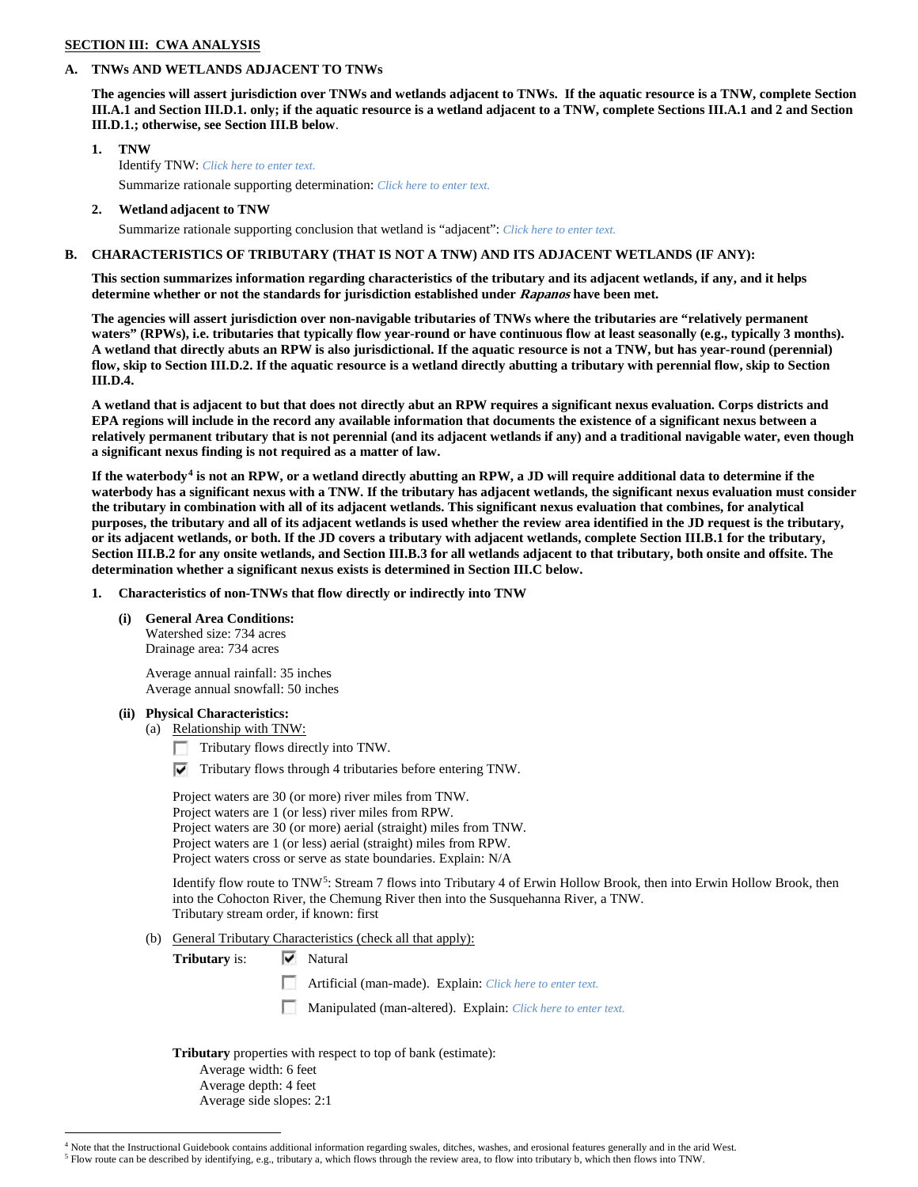**SECTION III: CWA ANALYSIS**

**A. TNWs AND WETLANDS ADJACENT TO TNWs**

**The agencies will assert jurisdiction over TNWs and wetlands adjacent to TNWs. If the aquatic resource is a TNW, complete Section III.A.1 and Section III.D.1. only; if the aquatic resource is a wetland adjacent to a TNW, complete Sections III.A.1 and 2 and Section III.D.1.; otherwise, see Section III.B below**.

**1. TNW**

Identify TNW: *Click here to enter text.*

Summarize rationale supporting determination: *Click here to enter text.*

**2. Wetland adjacent to TNW**

Summarize rationale supporting conclusion that wetland is "adjacent": *Click here to enter text.*

**B. CHARACTERISTICS OF TRIBUTARY (THAT IS NOT A TNW) AND ITS ADJACENT WETLANDS (IF ANY):**

**This section summarizes information regarding characteristics of the tributary and its adjacent wetlands, if any, and it helps determine whether or not the standards for jurisdiction established under *Rapanos* have been met.**

**The agencies will assert jurisdiction over non-navigable tributaries of TNWs where the tributaries are "relatively permanent waters" (RPWs), i.e. tributaries that typically flow year-round or have continuous flow at least seasonally (e.g., typically 3 months). A wetland that directly abuts an RPW is also jurisdictional. If the aquatic resource is not a TNW, but has year-round (perennial) flow, skip to Section III.D.2. If the aquatic resource is a wetland directly abutting a tributary with perennial flow, skip to Section III.D.4.**

**A wetland that is adjacent to but that does not directly abut an RPW requires a significant nexus evaluation. Corps districts and EPA regions will include in the record any available information that documents the existence of a significant nexus between a relatively permanent tributary that is not perennial (and its adjacent wetlands if any) and a traditional navigable water, even though a significant nexus finding is not required as a matter of law.**

**If the waterbody[4] is not an RPW, or a wetland directly abutting an RPW, a JD will require additional data to determine if the waterbody has a significant nexus with a TNW. If the tributary has adjacent wetlands, the significant nexus evaluation must consider the tributary in combination with all of its adjacent wetlands. This significant nexus evaluation that combines, for analytical purposes, the tributary and all of its adjacent wetlands is used whether the review area identified in the JD request is the tributary, or its adjacent wetlands, or both. If the JD covers a tributary with adjacent wetlands, complete Section III.B.1 for the tributary, Section III.B.2 for any onsite wetlands, and Section III.B.3 for all wetlands adjacent to that tributary, both onsite and offsite. The determination whether a significant nexus exists is determined in Section III.C below.**

**1. Characteristics of non-TNWs that flow directly or indirectly into TNW**

**(i) General Area Conditions:**

Watershed size: 734 acres
Drainage area: 734 acres

Average annual rainfall: 35 inches
Average annual snowfall: 50 inches

**(ii) Physical Characteristics:**

(a) Relationship with TNW:

☐ Tributary flows directly into TNW.

☑ Tributary flows through 4 tributaries before entering TNW.

Project waters are 30 (or more) river miles from TNW.
Project waters are 1 (or less) river miles from RPW.
Project waters are 30 (or more) aerial (straight) miles from TNW.
Project waters are 1 (or less) aerial (straight) miles from RPW.
Project waters cross or serve as state boundaries. Explain: N/A

Identify flow route to TNW[5]: Stream 7 flows into Tributary 4 of Erwin Hollow Brook, then into Erwin Hollow Brook, then into the Cohocton River, the Chemung River then into the Susquehanna River, a TNW.
Tributary stream order, if known: first

(b) General Tributary Characteristics (check all that apply):

**Tributary** is: ☑ Natural

☐ Artificial (man-made). Explain: *Click here to enter text.*

☐ Manipulated (man-altered). Explain: *Click here to enter text.*

**Tributary** properties with respect to top of bank (estimate):
Average width: 6 feet
Average depth: 4 feet
Average side slopes: 2:1

---

[4] Note that the Instructional Guidebook contains additional information regarding swales, ditches, washes, and erosional features generally and in the arid West.

[5] Flow route can be described by identifying, e.g., tributary a, which flows through the review area, to flow into tributary b, which then flows into TNW.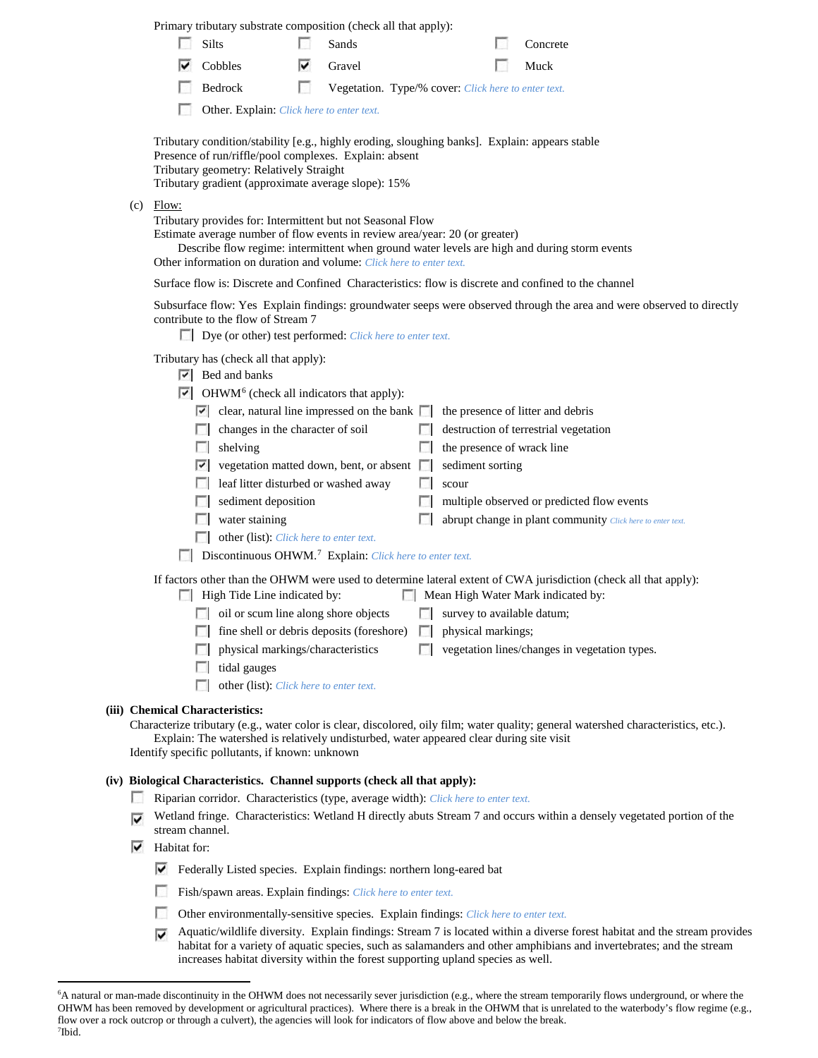Primary tributary substrate composition (check all that apply):

- [ ] Silts
- [ ] Sands
- [ ] Concrete
- [x] Cobbles
- [x] Gravel
- [ ] Muck
- [ ] Bedrock
- [ ] Vegetation. Type/% cover: Click here to enter text.
- [ ] Other. Explain: Click here to enter text.

Tributary condition/stability [e.g., highly eroding, sloughing banks]. Explain: appears stable
Presence of run/riffle/pool complexes. Explain: absent
Tributary geometry: Relatively Straight
Tributary gradient (approximate average slope): 15%

(c) Flow:

Tributary provides for: Intermittent but not Seasonal Flow
Estimate average number of flow events in review area/year: 20 (or greater)
Describe flow regime: intermittent when ground water levels are high and during storm events
Other information on duration and volume: Click here to enter text.

Surface flow is: Discrete and Confined Characteristics: flow is discrete and confined to the channel

Subsurface flow: Yes Explain findings: groundwater seeps were observed through the area and were observed to directly contribute to the flow of Stream 7

- [ ] Dye (or other) test performed: Click here to enter text.

Tributary has (check all that apply):

- [x] Bed and banks
- [x] OHWM[6] (check all indicators that apply):
  - [x] clear, natural line impressed on the bank
  - [ ] the presence of litter and debris
  - [ ] changes in the character of soil
  - [ ] destruction of terrestrial vegetation
  - [ ] shelving
  - [ ] the presence of wrack line
  - [x] vegetation matted down, bent, or absent
  - [ ] sediment sorting
  - [ ] leaf litter disturbed or washed away
  - [ ] scour
  - [ ] sediment deposition
  - [ ] multiple observed or predicted flow events
  - [ ] water staining
  - [ ] abrupt change in plant community Click here to enter text.
  - [ ] other (list): Click here to enter text.
- [ ] Discontinuous OHWM.[7] Explain: Click here to enter text.

If factors other than the OHWM were used to determine lateral extent of CWA jurisdiction (check all that apply):

- [ ] High Tide Line indicated by:
  - [ ] oil or scum line along shore objects
  - [ ] fine shell or debris deposits (foreshore)
  - [ ] physical markings/characteristics
  - [ ] tidal gauges
  - [ ] other (list): Click here to enter text.
- [ ] Mean High Water Mark indicated by:
  - [ ] survey to available datum;
  - [ ] physical markings;
  - [ ] vegetation lines/changes in vegetation types.

**(iii) Chemical Characteristics:**

Characterize tributary (e.g., water color is clear, discolored, oily film; water quality; general watershed characteristics, etc.).
Explain: The watershed is relatively undisturbed, water appeared clear during site visit
Identify specific pollutants, if known: unknown

**(iv) Biological Characteristics. Channel supports (check all that apply):**

- [ ] Riparian corridor. Characteristics (type, average width): Click here to enter text.
- [x] Wetland fringe. Characteristics: Wetland H directly abuts Stream 7 and occurs within a densely vegetated portion of the stream channel.
- [x] Habitat for:
  - [x] Federally Listed species. Explain findings: northern long-eared bat
  - [ ] Fish/spawn areas. Explain findings: Click here to enter text.
  - [ ] Other environmentally-sensitive species. Explain findings: Click here to enter text.
  - [x] Aquatic/wildlife diversity. Explain findings: Stream 7 is located within a diverse forest habitat and the stream provides habitat for a variety of aquatic species, such as salamanders and other amphibians and invertebrates; and the stream increases habitat diversity within the forest supporting upland species as well.

---

[6]A natural or man-made discontinuity in the OHWM does not necessarily sever jurisdiction (e.g., where the stream temporarily flows underground, or where the OHWM has been removed by development or agricultural practices). Where there is a break in the OHWM that is unrelated to the waterbody's flow regime (e.g., flow over a rock outcrop or through a culvert), the agencies will look for indicators of flow above and below the break.
[7]Ibid.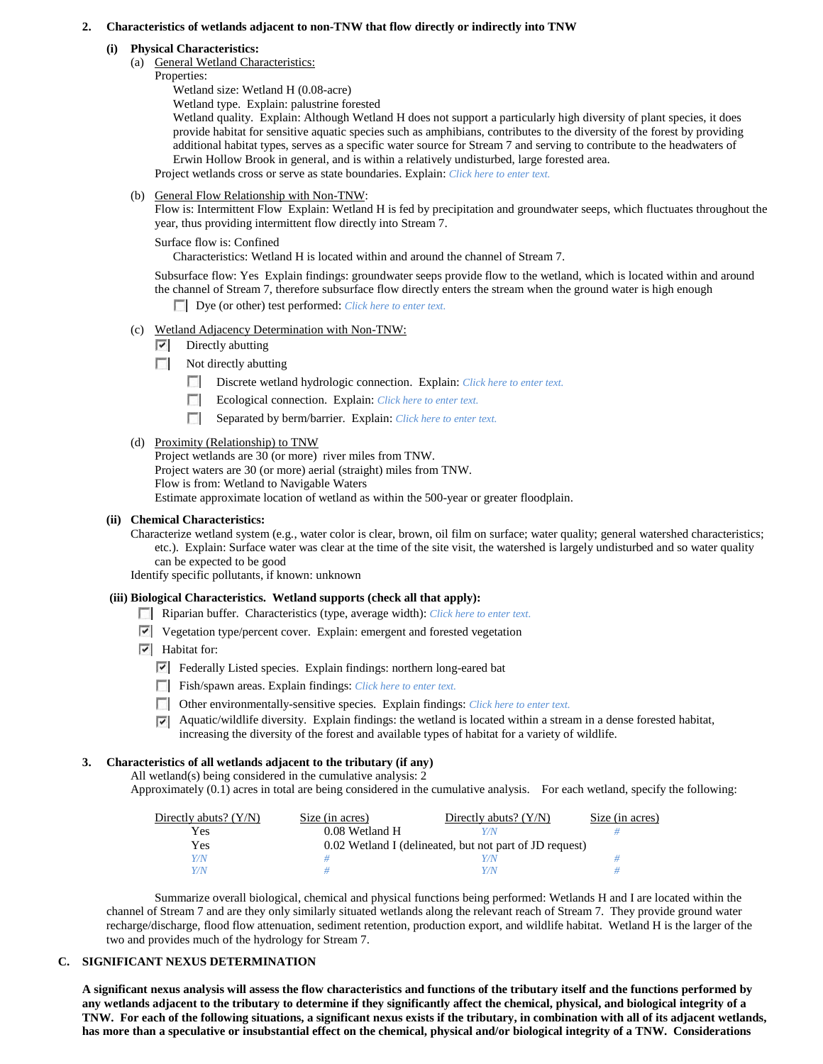## 2. Characteristics of wetlands adjacent to non-TNW that flow directly or indirectly into TNW

### (i) Physical Characteristics:

(a) General Wetland Characteristics:

Properties:

Wetland size: Wetland H (0.08-acre)

Wetland type. Explain: palustrine forested

Wetland quality. Explain: Although Wetland H does not support a particularly high diversity of plant species, it does provide habitat for sensitive aquatic species such as amphibians, contributes to the diversity of the forest by providing additional habitat types, serves as a specific water source for Stream 7 and serving to contribute to the headwaters of Erwin Hollow Brook in general, and is within a relatively undisturbed, large forested area.

Project wetlands cross or serve as state boundaries. Explain: Click here to enter text.

(b) General Flow Relationship with Non-TNW:

Flow is: Intermittent Flow Explain: Wetland H is fed by precipitation and groundwater seeps, which fluctuates throughout the year, thus providing intermittent flow directly into Stream 7.

Surface flow is: Confined

Characteristics: Wetland H is located within and around the channel of Stream 7.

Subsurface flow: Yes Explain findings: groundwater seeps provide flow to the wetland, which is located within and around the channel of Stream 7, therefore subsurface flow directly enters the stream when the ground water is high enough

- [ ] Dye (or other) test performed: Click here to enter text.

(c) Wetland Adjacency Determination with Non-TNW:

- [x] Directly abutting
- [ ] Not directly abutting
  - [ ] Discrete wetland hydrologic connection. Explain: Click here to enter text.
  - [ ] Ecological connection. Explain: Click here to enter text.
  - [ ] Separated by berm/barrier. Explain: Click here to enter text.

(d) Proximity (Relationship) to TNW

Project wetlands are 30 (or more) river miles from TNW.

Project waters are 30 (or more) aerial (straight) miles from TNW.

Flow is from: Wetland to Navigable Waters

Estimate approximate location of wetland as within the 500-year or greater floodplain.

### (ii) Chemical Characteristics:

Characterize wetland system (e.g., water color is clear, brown, oil film on surface; water quality; general watershed characteristics; etc.). Explain: Surface water was clear at the time of the site visit, the watershed is largely undisturbed and so water quality can be expected to be good

Identify specific pollutants, if known: unknown

### (iii) Biological Characteristics. Wetland supports (check all that apply):

- [ ] Riparian buffer. Characteristics (type, average width): Click here to enter text.
- [x] Vegetation type/percent cover. Explain: emergent and forested vegetation
- [x] Habitat for:
  - [x] Federally Listed species. Explain findings: northern long-eared bat
  - [ ] Fish/spawn areas. Explain findings: Click here to enter text.
  - [ ] Other environmentally-sensitive species. Explain findings: Click here to enter text.
  - [x] Aquatic/wildlife diversity. Explain findings: the wetland is located within a stream in a dense forested habitat, increasing the diversity of the forest and available types of habitat for a variety of wildlife.

## 3. Characteristics of all wetlands adjacent to the tributary (if any)

All wetland(s) being considered in the cumulative analysis: 2

Approximately (0.1) acres in total are being considered in the cumulative analysis. For each wetland, specify the following:

| Directly abuts? (Y/N) | Size (in acres) | Directly abuts? (Y/N) | Size (in acres) |
|---|---|---|---|
| Yes | 0.08 Wetland H | Y/N | # |
| Yes | 0.02 Wetland I (delineated, but not part of JD request) | | |
| Y/N | # | Y/N | # |
| Y/N | # | Y/N | # |

Summarize overall biological, chemical and physical functions being performed: Wetlands H and I are located within the channel of Stream 7 and are they only similarly situated wetlands along the relevant reach of Stream 7. They provide ground water recharge/discharge, flood flow attenuation, sediment retention, production export, and wildlife habitat. Wetland H is the larger of the two and provides much of the hydrology for Stream 7.

# C. SIGNIFICANT NEXUS DETERMINATION

**A significant nexus analysis will assess the flow characteristics and functions of the tributary itself and the functions performed by any wetlands adjacent to the tributary to determine if they significantly affect the chemical, physical, and biological integrity of a TNW. For each of the following situations, a significant nexus exists if the tributary, in combination with all of its adjacent wetlands, has more than a speculative or insubstantial effect on the chemical, physical and/or biological integrity of a TNW. Considerations**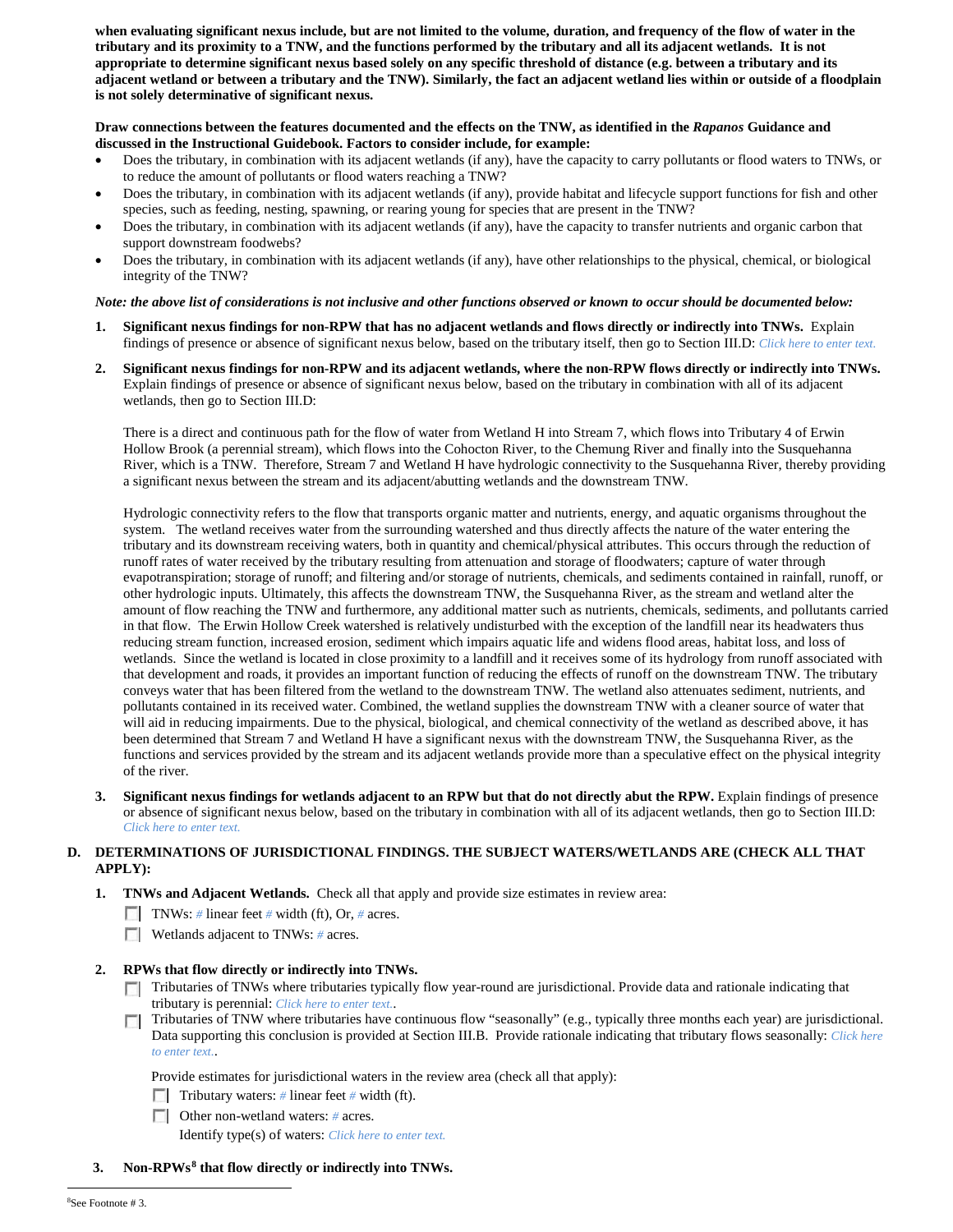**when evaluating significant nexus include, but are not limited to the volume, duration, and frequency of the flow of water in the tributary and its proximity to a TNW, and the functions performed by the tributary and all its adjacent wetlands. It is not appropriate to determine significant nexus based solely on any specific threshold of distance (e.g. between a tributary and its adjacent wetland or between a tributary and the TNW). Similarly, the fact an adjacent wetland lies within or outside of a floodplain is not solely determinative of significant nexus.**

**Draw connections between the features documented and the effects on the TNW, as identified in the *Rapanos* Guidance and discussed in the Instructional Guidebook. Factors to consider include, for example:**

- Does the tributary, in combination with its adjacent wetlands (if any), have the capacity to carry pollutants or flood waters to TNWs, or to reduce the amount of pollutants or flood waters reaching a TNW?
- Does the tributary, in combination with its adjacent wetlands (if any), provide habitat and lifecycle support functions for fish and other species, such as feeding, nesting, spawning, or rearing young for species that are present in the TNW?
- Does the tributary, in combination with its adjacent wetlands (if any), have the capacity to transfer nutrients and organic carbon that support downstream foodwebs?
- Does the tributary, in combination with its adjacent wetlands (if any), have other relationships to the physical, chemical, or biological integrity of the TNW?

***Note: the above list of considerations is not inclusive and other functions observed or known to occur should be documented below:***

1. **Significant nexus findings for non-RPW that has no adjacent wetlands and flows directly or indirectly into TNWs.** Explain findings of presence or absence of significant nexus below, based on the tributary itself, then go to Section III.D: *Click here to enter text.*

2. **Significant nexus findings for non-RPW and its adjacent wetlands, where the non-RPW flows directly or indirectly into TNWs.** Explain findings of presence or absence of significant nexus below, based on the tributary in combination with all of its adjacent wetlands, then go to Section III.D:

   There is a direct and continuous path for the flow of water from Wetland H into Stream 7, which flows into Tributary 4 of Erwin Hollow Brook (a perennial stream), which flows into the Cohocton River, to the Chemung River and finally into the Susquehanna River, which is a TNW. Therefore, Stream 7 and Wetland H have hydrologic connectivity to the Susquehanna River, thereby providing a significant nexus between the stream and its adjacent/abutting wetlands and the downstream TNW.

   Hydrologic connectivity refers to the flow that transports organic matter and nutrients, energy, and aquatic organisms throughout the system. The wetland receives water from the surrounding watershed and thus directly affects the nature of the water entering the tributary and its downstream receiving waters, both in quantity and chemical/physical attributes. This occurs through the reduction of runoff rates of water received by the tributary resulting from attenuation and storage of floodwaters; capture of water through evapotranspiration; storage of runoff; and filtering and/or storage of nutrients, chemicals, and sediments contained in rainfall, runoff, or other hydrologic inputs. Ultimately, this affects the downstream TNW, the Susquehanna River, as the stream and wetland alter the amount of flow reaching the TNW and furthermore, any additional matter such as nutrients, chemicals, sediments, and pollutants carried in that flow. The Erwin Hollow Creek watershed is relatively undisturbed with the exception of the landfill near its headwaters thus reducing stream function, increased erosion, sediment which impairs aquatic life and widens flood areas, habitat loss, and loss of wetlands. Since the wetland is located in close proximity to a landfill and it receives some of its hydrology from runoff associated with that development and roads, it provides an important function of reducing the effects of runoff on the downstream TNW. The tributary conveys water that has been filtered from the wetland to the downstream TNW. The wetland also attenuates sediment, nutrients, and pollutants contained in its received water. Combined, the wetland supplies the downstream TNW with a cleaner source of water that will aid in reducing impairments. Due to the physical, biological, and chemical connectivity of the wetland as described above, it has been determined that Stream 7 and Wetland H have a significant nexus with the downstream TNW, the Susquehanna River, as the functions and services provided by the stream and its adjacent wetlands provide more than a speculative effect on the physical integrity of the river.

3. **Significant nexus findings for wetlands adjacent to an RPW but that do not directly abut the RPW.** Explain findings of presence or absence of significant nexus below, based on the tributary in combination with all of its adjacent wetlands, then go to Section III.D: *Click here to enter text.*

## D. DETERMINATIONS OF JURISDICTIONAL FINDINGS. THE SUBJECT WATERS/WETLANDS ARE (CHECK ALL THAT APPLY):

1. **TNWs and Adjacent Wetlands.** Check all that apply and provide size estimates in review area:
   - ☐ TNWs: *#* linear feet *#* width (ft), Or, *#* acres.
   - ☐ Wetlands adjacent to TNWs: *#* acres.

2. **RPWs that flow directly or indirectly into TNWs.**
   - ☐ Tributaries of TNWs where tributaries typically flow year-round are jurisdictional. Provide data and rationale indicating that tributary is perennial: *Click here to enter text.*.
   - ☐ Tributaries of TNW where tributaries have continuous flow "seasonally" (e.g., typically three months each year) are jurisdictional. Data supporting this conclusion is provided at Section III.B. Provide rationale indicating that tributary flows seasonally: *Click here to enter text.*.

   Provide estimates for jurisdictional waters in the review area (check all that apply):
   - ☐ Tributary waters: *#* linear feet *#* width (ft).
   - ☐ Other non-wetland waters: *#* acres.

     Identify type(s) of waters: *Click here to enter text.*

3. **Non-RPWs[8] that flow directly or indirectly into TNWs.**

[8]See Footnote # 3.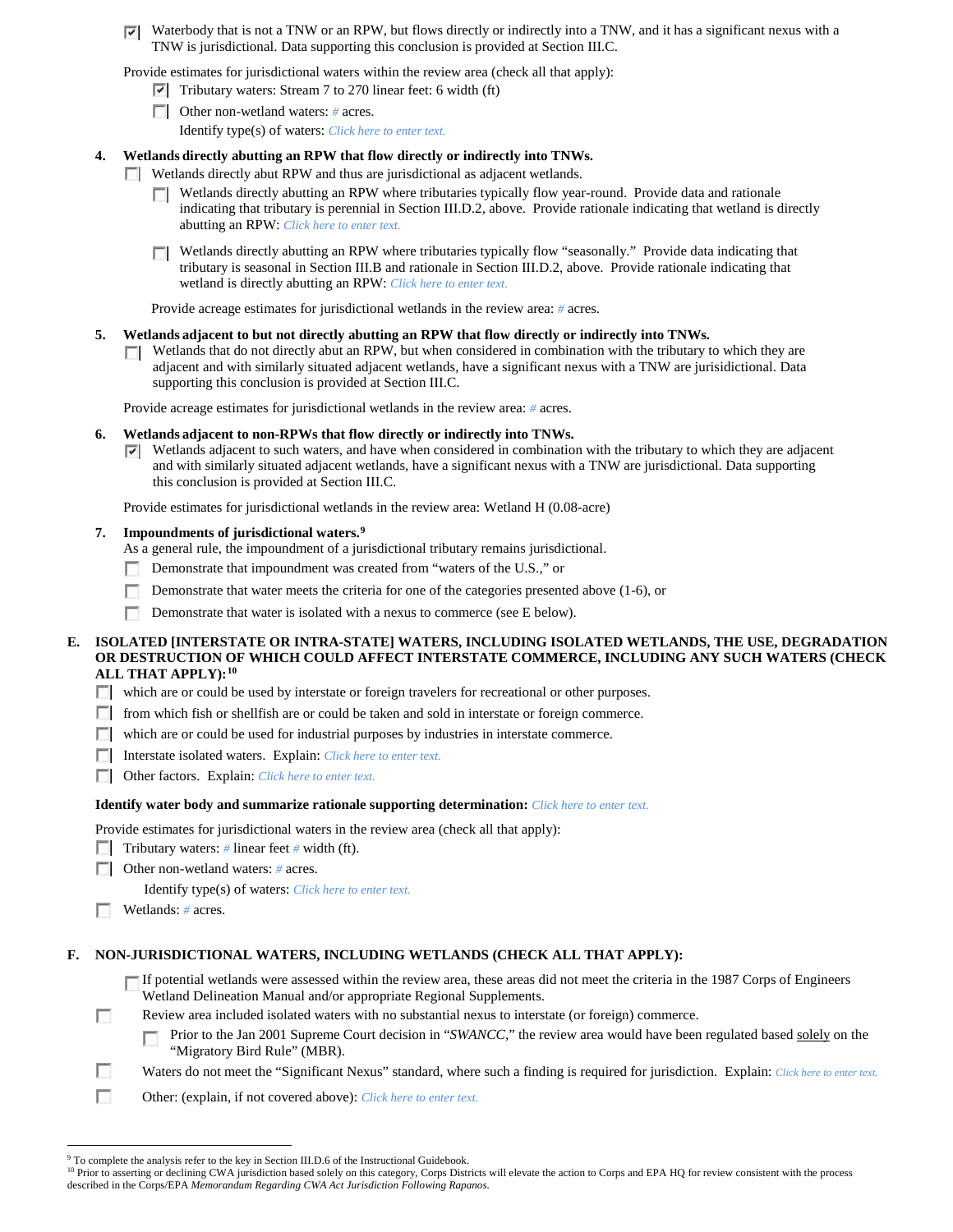- [x] Waterbody that is not a TNW or an RPW, but flows directly or indirectly into a TNW, and it has a significant nexus with a TNW is jurisdictional. Data supporting this conclusion is provided at Section III.C.

Provide estimates for jurisdictional waters within the review area (check all that apply):

- [x] Tributary waters: Stream 7 to 270 linear feet: 6 width (ft)
- [ ] Other non-wetland waters: # acres.

  Identify type(s) of waters: *Click here to enter text.*

**4. Wetlands directly abutting an RPW that flow directly or indirectly into TNWs.**

- [ ] Wetlands directly abut RPW and thus are jurisdictional as adjacent wetlands.
  - [ ] Wetlands directly abutting an RPW where tributaries typically flow year-round. Provide data and rationale indicating that tributary is perennial in Section III.D.2, above. Provide rationale indicating that wetland is directly abutting an RPW: *Click here to enter text.*
  - [ ] Wetlands directly abutting an RPW where tributaries typically flow "seasonally." Provide data indicating that tributary is seasonal in Section III.B and rationale in Section III.D.2, above. Provide rationale indicating that wetland is directly abutting an RPW: *Click here to enter text.*

  Provide acreage estimates for jurisdictional wetlands in the review area: # acres.

**5. Wetlands adjacent to but not directly abutting an RPW that flow directly or indirectly into TNWs.**

- [ ] Wetlands that do not directly abut an RPW, but when considered in combination with the tributary to which they are adjacent and with similarly situated adjacent wetlands, have a significant nexus with a TNW are jurisidictional. Data supporting this conclusion is provided at Section III.C.

Provide acreage estimates for jurisdictional wetlands in the review area: # acres.

**6. Wetlands adjacent to non-RPWs that flow directly or indirectly into TNWs.**

- [x] Wetlands adjacent to such waters, and have when considered in combination with the tributary to which they are adjacent and with similarly situated adjacent wetlands, have a significant nexus with a TNW are jurisdictional. Data supporting this conclusion is provided at Section III.C.

Provide estimates for jurisdictional wetlands in the review area: Wetland H (0.08-acre)

**7. Impoundments of jurisdictional waters.[9]**

As a general rule, the impoundment of a jurisdictional tributary remains jurisdictional.

- [ ] Demonstrate that impoundment was created from "waters of the U.S.," or
- [ ] Demonstrate that water meets the criteria for one of the categories presented above (1-6), or
- [ ] Demonstrate that water is isolated with a nexus to commerce (see E below).

## E. ISOLATED [INTERSTATE OR INTRA-STATE] WATERS, INCLUDING ISOLATED WETLANDS, THE USE, DEGRADATION OR DESTRUCTION OF WHICH COULD AFFECT INTERSTATE COMMERCE, INCLUDING ANY SUCH WATERS (CHECK ALL THAT APPLY):[10]

- [ ] which are or could be used by interstate or foreign travelers for recreational or other purposes.
- [ ] from which fish or shellfish are or could be taken and sold in interstate or foreign commerce.
- [ ] which are or could be used for industrial purposes by industries in interstate commerce.
- [ ] Interstate isolated waters. Explain: *Click here to enter text.*
- [ ] Other factors. Explain: *Click here to enter text.*

**Identify water body and summarize rationale supporting determination:** *Click here to enter text.*

Provide estimates for jurisdictional waters in the review area (check all that apply):

- [ ] Tributary waters: # linear feet # width (ft).
- [ ] Other non-wetland waters: # acres.

  Identify type(s) of waters: *Click here to enter text.*
- [ ] Wetlands: # acres.

## F. NON-JURISDICTIONAL WATERS, INCLUDING WETLANDS (CHECK ALL THAT APPLY):

- [ ] If potential wetlands were assessed within the review area, these areas did not meet the criteria in the 1987 Corps of Engineers Wetland Delineation Manual and/or appropriate Regional Supplements.
- [ ] Review area included isolated waters with no substantial nexus to interstate (or foreign) commerce.
  - [ ] Prior to the Jan 2001 Supreme Court decision in "*SWANCC*," the review area would have been regulated based solely on the "Migratory Bird Rule" (MBR).
- [ ] Waters do not meet the "Significant Nexus" standard, where such a finding is required for jurisdiction. Explain: *Click here to enter text.*
- [ ] Other: (explain, if not covered above): *Click here to enter text.*

---

[9] To complete the analysis refer to the key in Section III.D.6 of the Instructional Guidebook.

[10] Prior to asserting or declining CWA jurisdiction based solely on this category, Corps Districts will elevate the action to Corps and EPA HQ for review consistent with the process described in the Corps/EPA *Memorandum Regarding CWA Act Jurisdiction Following Rapanos.*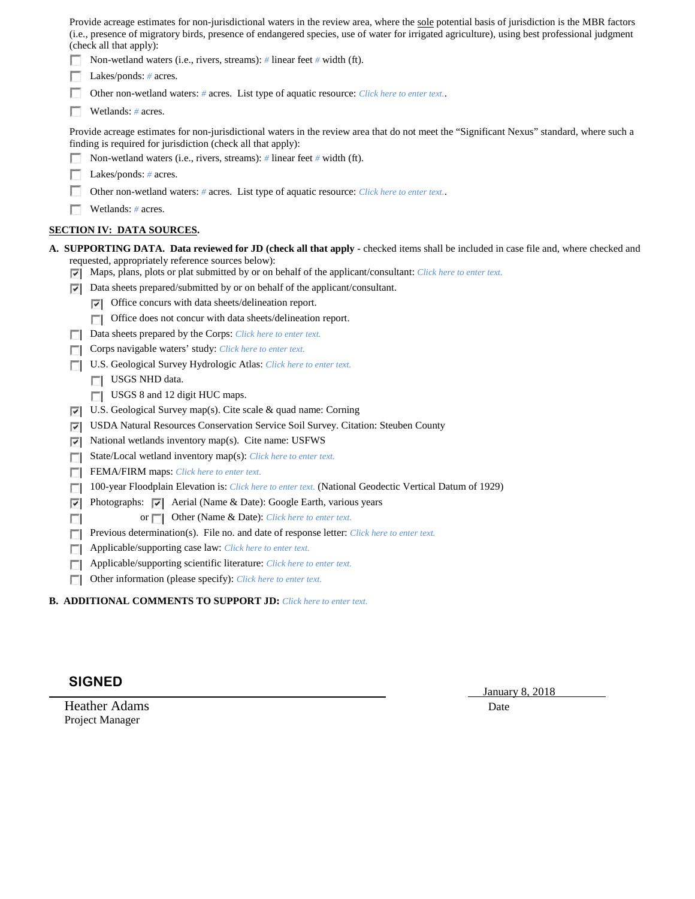Provide acreage estimates for non-jurisdictional waters in the review area, where the sole potential basis of jurisdiction is the MBR factors (i.e., presence of migratory birds, presence of endangered species, use of water for irrigated agriculture), using best professional judgment (check all that apply):

- ☐ Non-wetland waters (i.e., rivers, streams): # linear feet # width (ft).
- ☐ Lakes/ponds: # acres.
- ☐ Other non-wetland waters: # acres. List type of aquatic resource: Click here to enter text..
- ☐ Wetlands: # acres.

Provide acreage estimates for non-jurisdictional waters in the review area that do not meet the "Significant Nexus" standard, where such a finding is required for jurisdiction (check all that apply):

- ☐ Non-wetland waters (i.e., rivers, streams): # linear feet # width (ft).
- ☐ Lakes/ponds: # acres.
- ☐ Other non-wetland waters: # acres. List type of aquatic resource: Click here to enter text..
- ☐ Wetlands: # acres.

## SECTION IV: DATA SOURCES.

**A. SUPPORTING DATA. Data reviewed for JD (check all that apply** - checked items shall be included in case file and, where checked and requested, appropriately reference sources below):

- ☑ Maps, plans, plots or plat submitted by or on behalf of the applicant/consultant: Click here to enter text.
- ☑ Data sheets prepared/submitted by or on behalf of the applicant/consultant.
  - ☑ Office concurs with data sheets/delineation report.
  - ☐ Office does not concur with data sheets/delineation report.
- ☐ Data sheets prepared by the Corps: Click here to enter text.
- ☐ Corps navigable waters' study: Click here to enter text.
- ☐ U.S. Geological Survey Hydrologic Atlas: Click here to enter text.
  - ☐ USGS NHD data.
  - ☐ USGS 8 and 12 digit HUC maps.
- ☑ U.S. Geological Survey map(s). Cite scale & quad name: Corning
- ☑ USDA Natural Resources Conservation Service Soil Survey. Citation: Steuben County
- ☑ National wetlands inventory map(s). Cite name: USFWS
- ☐ State/Local wetland inventory map(s): Click here to enter text.
- ☐ FEMA/FIRM maps: Click here to enter text.
- ☐ 100-year Floodplain Elevation is: Click here to enter text. (National Geodectic Vertical Datum of 1929)
- ☑ Photographs: ☑ Aerial (Name & Date): Google Earth, various years
- ☐ or ☐ Other (Name & Date): Click here to enter text.
- ☐ Previous determination(s). File no. and date of response letter: Click here to enter text.
- ☐ Applicable/supporting case law: Click here to enter text.
- ☐ Applicable/supporting scientific literature: Click here to enter text.
- ☐ Other information (please specify): Click here to enter text.

**B. ADDITIONAL COMMENTS TO SUPPORT JD:** Click here to enter text.

**SIGNED**

Heather Adams
Project Manager

January 8, 2018
Date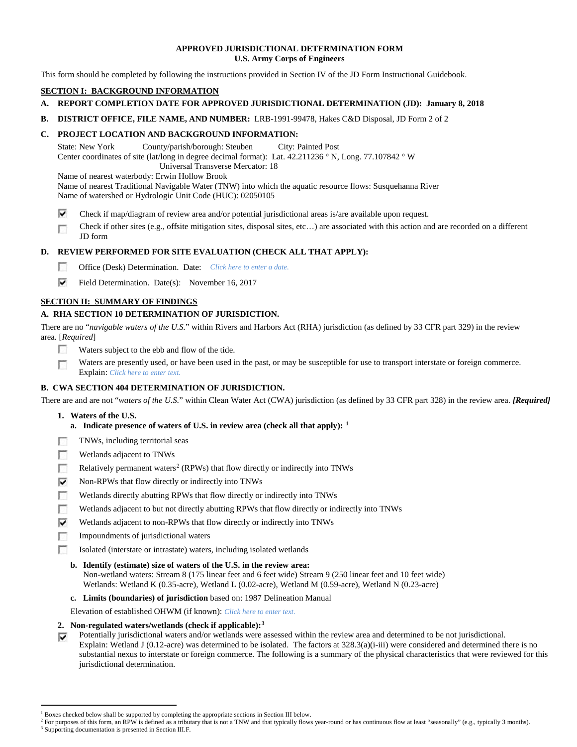**APPROVED JURISDICTIONAL DETERMINATION FORM**
**U.S. Army Corps of Engineers**

This form should be completed by following the instructions provided in Section IV of the JD Form Instructional Guidebook.

## SECTION I: BACKGROUND INFORMATION

**A. REPORT COMPLETION DATE FOR APPROVED JURISDICTIONAL DETERMINATION (JD): January 8, 2018**

**B. DISTRICT OFFICE, FILE NAME, AND NUMBER:** LRB-1991-99478, Hakes C&D Disposal, JD Form 2 of 2

**C. PROJECT LOCATION AND BACKGROUND INFORMATION:**

State: New York County/parish/borough: Steuben City: Painted Post
Center coordinates of site (lat/long in degree decimal format): Lat. 42.211236 ° N, Long. 77.107842 ° W
Universal Transverse Mercator: 18
Name of nearest waterbody: Erwin Hollow Brook
Name of nearest Traditional Navigable Water (TNW) into which the aquatic resource flows: Susquehanna River
Name of watershed or Hydrologic Unit Code (HUC): 02050105

☑ Check if map/diagram of review area and/or potential jurisdictional areas is/are available upon request.

☐ Check if other sites (e.g., offsite mitigation sites, disposal sites, etc…) are associated with this action and are recorded on a different JD form

**D. REVIEW PERFORMED FOR SITE EVALUATION (CHECK ALL THAT APPLY):**

☐ Office (Desk) Determination. Date: *Click here to enter a date.*

☑ Field Determination. Date(s): November 16, 2017

## SECTION II: SUMMARY OF FINDINGS

**A. RHA SECTION 10 DETERMINATION OF JURISDICTION.**

There are no "*navigable waters of the U.S.*" within Rivers and Harbors Act (RHA) jurisdiction (as defined by 33 CFR part 329) in the review area. [*Required*]

☐ Waters subject to the ebb and flow of the tide.

☐ Waters are presently used, or have been used in the past, or may be susceptible for use to transport interstate or foreign commerce. Explain: *Click here to enter text.*

**B. CWA SECTION 404 DETERMINATION OF JURISDICTION.**

There are and are not "*waters of the U.S.*" within Clean Water Act (CWA) jurisdiction (as defined by 33 CFR part 328) in the review area. ***[Required]***

**1. Waters of the U.S.**

**a. Indicate presence of waters of U.S. in review area (check all that apply):** [1]

☐ TNWs, including territorial seas

☐ Wetlands adjacent to TNWs

☐ Relatively permanent waters[2] (RPWs) that flow directly or indirectly into TNWs

☑ Non-RPWs that flow directly or indirectly into TNWs

☐ Wetlands directly abutting RPWs that flow directly or indirectly into TNWs

☐ Wetlands adjacent to but not directly abutting RPWs that flow directly or indirectly into TNWs

☑ Wetlands adjacent to non-RPWs that flow directly or indirectly into TNWs

☐ Impoundments of jurisdictional waters

☐ Isolated (interstate or intrastate) waters, including isolated wetlands

**b. Identify (estimate) size of waters of the U.S. in the review area:**
Non-wetland waters: Stream 8 (175 linear feet and 6 feet wide) Stream 9 (250 linear feet and 10 feet wide)
Wetlands: Wetland K (0.35-acre), Wetland L (0.02-acre), Wetland M (0.59-acre), Wetland N (0.23-acre)

**c. Limits (boundaries) of jurisdiction** based on: 1987 Delineation Manual

Elevation of established OHWM (if known): *Click here to enter text.*

**2. Non-regulated waters/wetlands (check if applicable):**[3]

☑ Potentially jurisdictional waters and/or wetlands were assessed within the review area and determined to be not jurisdictional. Explain: Wetland J (0.12-acre) was determined to be isolated. The factors at 328.3(a)(i-iii) were considered and determined there is no substantial nexus to interstate or foreign commerce. The following is a summary of the physical characteristics that were reviewed for this jurisdictional determination.

---

[1] Boxes checked below shall be supported by completing the appropriate sections in Section III below.
[2] For purposes of this form, an RPW is defined as a tributary that is not a TNW and that typically flows year-round or has continuous flow at least "seasonally" (e.g., typically 3 months).
[3] Supporting documentation is presented in Section III.F.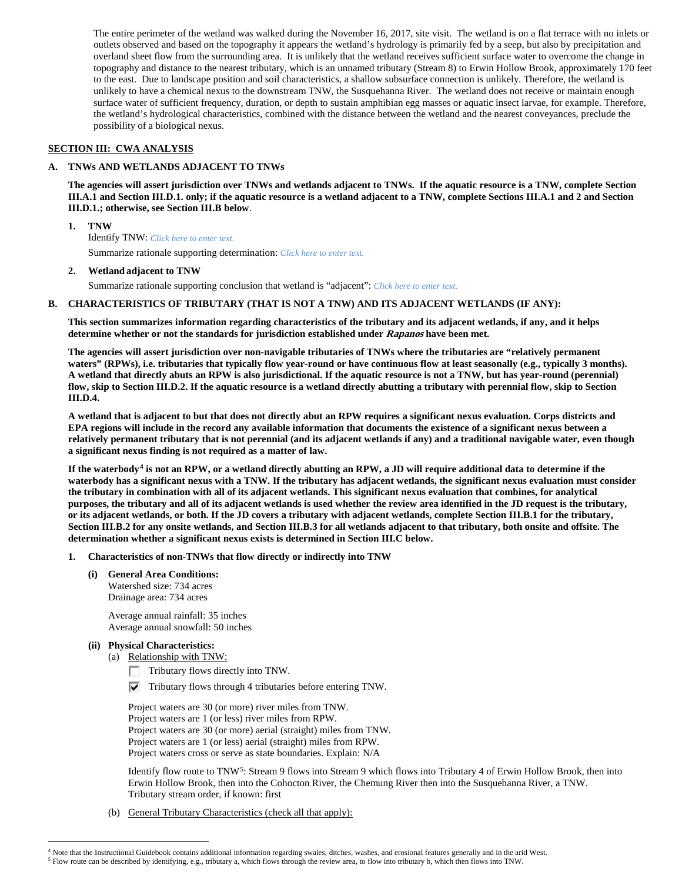The entire perimeter of the wetland was walked during the November 16, 2017, site visit. The wetland is on a flat terrace with no inlets or outlets observed and based on the topography it appears the wetland's hydrology is primarily fed by a seep, but also by precipitation and overland sheet flow from the surrounding area. It is unlikely that the wetland receives sufficient surface water to overcome the change in topography and distance to the nearest tributary, which is an unnamed tributary (Stream 8) to Erwin Hollow Brook, approximately 170 feet to the east. Due to landscape position and soil characteristics, a shallow subsurface connection is unlikely. Therefore, the wetland is unlikely to have a chemical nexus to the downstream TNW, the Susquehanna River. The wetland does not receive or maintain enough surface water of sufficient frequency, duration, or depth to sustain amphibian egg masses or aquatic insect larvae, for example. Therefore, the wetland's hydrological characteristics, combined with the distance between the wetland and the nearest conveyances, preclude the possibility of a biological nexus.

## SECTION III: CWA ANALYSIS

### A. TNWs AND WETLANDS ADJACENT TO TNWs

**The agencies will assert jurisdiction over TNWs and wetlands adjacent to TNWs. If the aquatic resource is a TNW, complete Section III.A.1 and Section III.D.1. only; if the aquatic resource is a wetland adjacent to a TNW, complete Sections III.A.1 and 2 and Section III.D.1.; otherwise, see Section III.B below.**

1. **TNW**

   Identify TNW: *Click here to enter text.*

   Summarize rationale supporting determination: *Click here to enter text.*

2. **Wetland adjacent to TNW**

   Summarize rationale supporting conclusion that wetland is "adjacent": *Click here to enter text.*

### B. CHARACTERISTICS OF TRIBUTARY (THAT IS NOT A TNW) AND ITS ADJACENT WETLANDS (IF ANY):

**This section summarizes information regarding characteristics of the tributary and its adjacent wetlands, if any, and it helps determine whether or not the standards for jurisdiction established under *Rapanos* have been met.**

**The agencies will assert jurisdiction over non-navigable tributaries of TNWs where the tributaries are "relatively permanent waters" (RPWs), i.e. tributaries that typically flow year-round or have continuous flow at least seasonally (e.g., typically 3 months). A wetland that directly abuts an RPW is also jurisdictional. If the aquatic resource is not a TNW, but has year-round (perennial) flow, skip to Section III.D.2. If the aquatic resource is a wetland directly abutting a tributary with perennial flow, skip to Section III.D.4.**

**A wetland that is adjacent to but that does not directly abut an RPW requires a significant nexus evaluation. Corps districts and EPA regions will include in the record any available information that documents the existence of a significant nexus between a relatively permanent tributary that is not perennial (and its adjacent wetlands if any) and a traditional navigable water, even though a significant nexus finding is not required as a matter of law.**

**If the waterbody[4] is not an RPW, or a wetland directly abutting an RPW, a JD will require additional data to determine if the waterbody has a significant nexus with a TNW. If the tributary has adjacent wetlands, the significant nexus evaluation must consider the tributary in combination with all of its adjacent wetlands. This significant nexus evaluation that combines, for analytical purposes, the tributary and all of its adjacent wetlands is used whether the review area identified in the JD request is the tributary, or its adjacent wetlands, or both. If the JD covers a tributary with adjacent wetlands, complete Section III.B.1 for the tributary, Section III.B.2 for any onsite wetlands, and Section III.B.3 for all wetlands adjacent to that tributary, both onsite and offsite. The determination whether a significant nexus exists is determined in Section III.C below.**

1. **Characteristics of non-TNWs that flow directly or indirectly into TNW**

   **(i) General Area Conditions:**

   Watershed size: 734 acres
   Drainage area: 734 acres

   Average annual rainfall: 35 inches
   Average annual snowfall: 50 inches

   **(ii) Physical Characteristics:**

   (a) Relationship with TNW:

   - ☐ Tributary flows directly into TNW.
   - ☑ Tributary flows through 4 tributaries before entering TNW.

   Project waters are 30 (or more) river miles from TNW.
   Project waters are 1 (or less) river miles from RPW.
   Project waters are 30 (or more) aerial (straight) miles from TNW.
   Project waters are 1 (or less) aerial (straight) miles from RPW.
   Project waters cross or serve as state boundaries. Explain: N/A

   Identify flow route to TNW[5]: Stream 9 flows into Stream 9 which flows into Tributary 4 of Erwin Hollow Brook, then into Erwin Hollow Brook, then into the Cohocton River, the Chemung River then into the Susquehanna River, a TNW.
   Tributary stream order, if known: first

   (b) General Tributary Characteristics (check all that apply):

---

[4] Note that the Instructional Guidebook contains additional information regarding swales, ditches, washes, and erosional features generally and in the arid West.

[5] Flow route can be described by identifying, e.g., tributary a, which flows through the review area, to flow into tributary b, which then flows into TNW.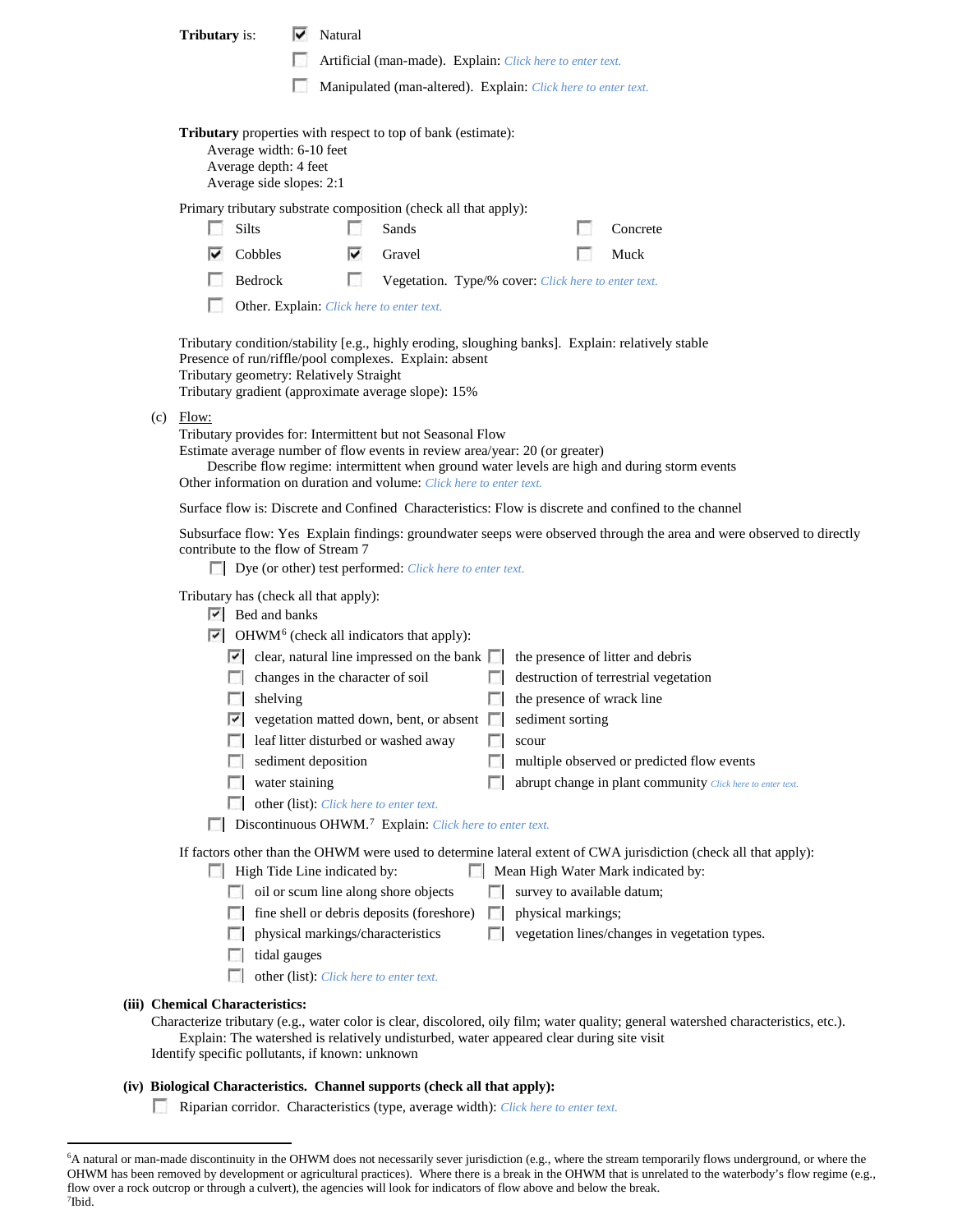**Tributary** is:

- [x] Natural
- [ ] Artificial (man-made). Explain: *Click here to enter text.*
- [ ] Manipulated (man-altered). Explain: *Click here to enter text.*

**Tributary** properties with respect to top of bank (estimate):
Average width: 6-10 feet
Average depth: 4 feet
Average side slopes: 2:1

Primary tributary substrate composition (check all that apply):

- [ ] Silts
- [ ] Sands
- [ ] Concrete
- [x] Cobbles
- [x] Gravel
- [ ] Muck
- [ ] Bedrock
- [ ] Vegetation. Type/% cover: *Click here to enter text.*
- [ ] Other. Explain: *Click here to enter text.*

Tributary condition/stability [e.g., highly eroding, sloughing banks]. Explain: relatively stable
Presence of run/riffle/pool complexes. Explain: absent
Tributary geometry: Relatively Straight
Tributary gradient (approximate average slope): 15%

(c) Flow:

Tributary provides for: Intermittent but not Seasonal Flow
Estimate average number of flow events in review area/year: 20 (or greater)
Describe flow regime: intermittent when ground water levels are high and during storm events
Other information on duration and volume: *Click here to enter text.*

Surface flow is: Discrete and Confined Characteristics: Flow is discrete and confined to the channel

Subsurface flow: Yes Explain findings: groundwater seeps were observed through the area and were observed to directly contribute to the flow of Stream 7

- [ ] Dye (or other) test performed: *Click here to enter text.*

Tributary has (check all that apply):

- [x] Bed and banks
- [x] OHWM[6] (check all indicators that apply):
  - [x] clear, natural line impressed on the bank
  - [ ] changes in the character of soil
  - [ ] shelving
  - [x] vegetation matted down, bent, or absent
  - [ ] leaf litter disturbed or washed away
  - [ ] sediment deposition
  - [ ] water staining
  - [ ] other (list): *Click here to enter text.*
  - [ ] the presence of litter and debris
  - [ ] destruction of terrestrial vegetation
  - [ ] the presence of wrack line
  - [ ] sediment sorting
  - [ ] scour
  - [ ] multiple observed or predicted flow events
  - [ ] abrupt change in plant community *Click here to enter text.*
- [ ] Discontinuous OHWM.[7] Explain: *Click here to enter text.*

If factors other than the OHWM were used to determine lateral extent of CWA jurisdiction (check all that apply):

- [ ] High Tide Line indicated by:
  - [ ] oil or scum line along shore objects
  - [ ] fine shell or debris deposits (foreshore)
  - [ ] physical markings/characteristics
  - [ ] tidal gauges
  - [ ] other (list): *Click here to enter text.*
- [ ] Mean High Water Mark indicated by:
  - [ ] survey to available datum;
  - [ ] physical markings;
  - [ ] vegetation lines/changes in vegetation types.

**(iii) Chemical Characteristics:**

Characterize tributary (e.g., water color is clear, discolored, oily film; water quality; general watershed characteristics, etc.).
Explain: The watershed is relatively undisturbed, water appeared clear during site visit
Identify specific pollutants, if known: unknown

**(iv) Biological Characteristics. Channel supports (check all that apply):**

- [ ] Riparian corridor. Characteristics (type, average width): *Click here to enter text.*

---

[6]A natural or man-made discontinuity in the OHWM does not necessarily sever jurisdiction (e.g., where the stream temporarily flows underground, or where the OHWM has been removed by development or agricultural practices). Where there is a break in the OHWM that is unrelated to the waterbody's flow regime (e.g., flow over a rock outcrop or through a culvert), the agencies will look for indicators of flow above and below the break.
[7]Ibid.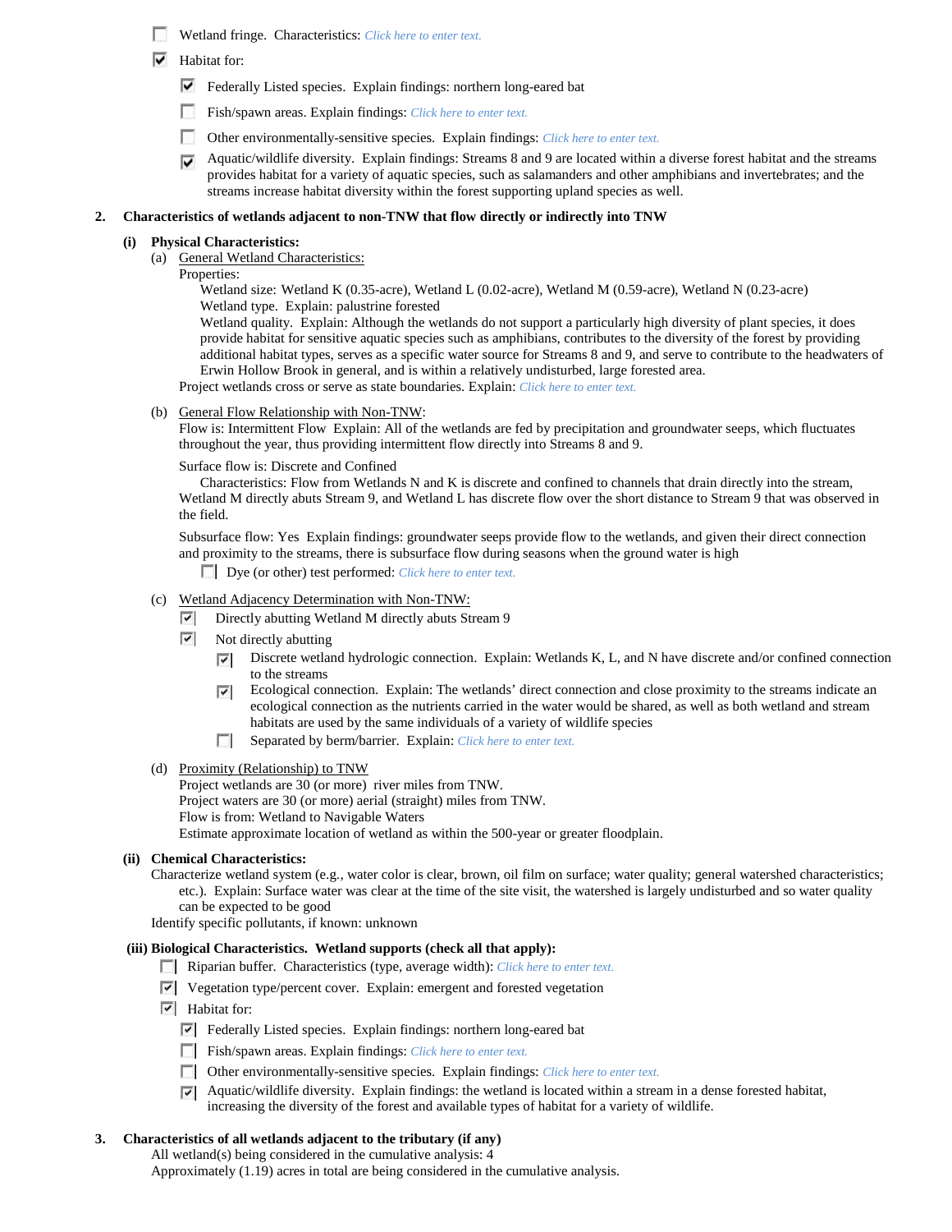- ☐ Wetland fringe. Characteristics: *Click here to enter text.*
- ☑ Habitat for:
  - ☑ Federally Listed species. Explain findings: northern long-eared bat
  - ☐ Fish/spawn areas. Explain findings: *Click here to enter text.*
  - ☐ Other environmentally-sensitive species. Explain findings: *Click here to enter text.*
  - ☑ Aquatic/wildlife diversity. Explain findings: Streams 8 and 9 are located within a diverse forest habitat and the streams provides habitat for a variety of aquatic species, such as salamanders and other amphibians and invertebrates; and the streams increase habitat diversity within the forest supporting upland species as well.

**2. Characteristics of wetlands adjacent to non-TNW that flow directly or indirectly into TNW**

**(i) Physical Characteristics:**

(a) General Wetland Characteristics:

Properties:

Wetland size: Wetland K (0.35-acre), Wetland L (0.02-acre), Wetland M (0.59-acre), Wetland N (0.23-acre)

Wetland type. Explain: palustrine forested

Wetland quality. Explain: Although the wetlands do not support a particularly high diversity of plant species, it does provide habitat for sensitive aquatic species such as amphibians, contributes to the diversity of the forest by providing additional habitat types, serves as a specific water source for Streams 8 and 9, and serve to contribute to the headwaters of Erwin Hollow Brook in general, and is within a relatively undisturbed, large forested area.

Project wetlands cross or serve as state boundaries. Explain: *Click here to enter text.*

(b) General Flow Relationship with Non-TNW:

Flow is: Intermittent Flow Explain: All of the wetlands are fed by precipitation and groundwater seeps, which fluctuates throughout the year, thus providing intermittent flow directly into Streams 8 and 9.

Surface flow is: Discrete and Confined

Characteristics: Flow from Wetlands N and K is discrete and confined to channels that drain directly into the stream, Wetland M directly abuts Stream 9, and Wetland L has discrete flow over the short distance to Stream 9 that was observed in the field.

Subsurface flow: Yes Explain findings: groundwater seeps provide flow to the wetlands, and given their direct connection and proximity to the streams, there is subsurface flow during seasons when the ground water is high

- ☐ Dye (or other) test performed: *Click here to enter text.*

(c) Wetland Adjacency Determination with Non-TNW:

- ☑ Directly abutting Wetland M directly abuts Stream 9
- ☑ Not directly abutting
  - ☑ Discrete wetland hydrologic connection. Explain: Wetlands K, L, and N have discrete and/or confined connection to the streams
  - ☑ Ecological connection. Explain: The wetlands' direct connection and close proximity to the streams indicate an ecological connection as the nutrients carried in the water would be shared, as well as both wetland and stream habitats are used by the same individuals of a variety of wildlife species
  - ☐ Separated by berm/barrier. Explain: *Click here to enter text.*

(d) Proximity (Relationship) to TNW

Project wetlands are 30 (or more) river miles from TNW.
Project waters are 30 (or more) aerial (straight) miles from TNW.
Flow is from: Wetland to Navigable Waters
Estimate approximate location of wetland as within the 500-year or greater floodplain.

**(ii) Chemical Characteristics:**

Characterize wetland system (e.g., water color is clear, brown, oil film on surface; water quality; general watershed characteristics; etc.). Explain: Surface water was clear at the time of the site visit, the watershed is largely undisturbed and so water quality can be expected to be good

Identify specific pollutants, if known: unknown

**(iii) Biological Characteristics. Wetland supports (check all that apply):**

- ☐ Riparian buffer. Characteristics (type, average width): *Click here to enter text.*
- ☑ Vegetation type/percent cover. Explain: emergent and forested vegetation
- ☑ Habitat for:
  - ☑ Federally Listed species. Explain findings: northern long-eared bat
  - ☐ Fish/spawn areas. Explain findings: *Click here to enter text.*
  - ☐ Other environmentally-sensitive species. Explain findings: *Click here to enter text.*
  - ☑ Aquatic/wildlife diversity. Explain findings: the wetland is located within a stream in a dense forested habitat, increasing the diversity of the forest and available types of habitat for a variety of wildlife.

**3. Characteristics of all wetlands adjacent to the tributary (if any)**

All wetland(s) being considered in the cumulative analysis: 4
Approximately (1.19) acres in total are being considered in the cumulative analysis.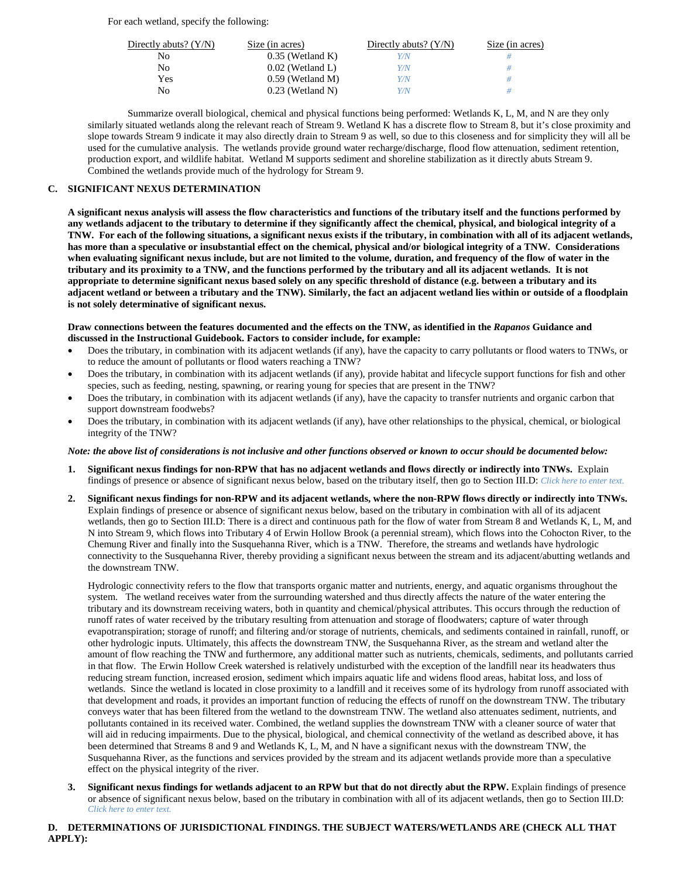For each wetland, specify the following:

| Directly abuts? (Y/N) | Size (in acres) | Directly abuts? (Y/N) | Size (in acres) |
|---|---|---|---|
| No | 0.35 (Wetland K) | *Y/N* | *#* |
| No | 0.02 (Wetland L) | *Y/N* | *#* |
| Yes | 0.59 (Wetland M) | *Y/N* | *#* |
| No | 0.23 (Wetland N) | *Y/N* | *#* |

Summarize overall biological, chemical and physical functions being performed: Wetlands K, L, M, and N are they only similarly situated wetlands along the relevant reach of Stream 9. Wetland K has a discrete flow to Stream 8, but it's close proximity and slope towards Stream 9 indicate it may also directly drain to Stream 9 as well, so due to this closeness and for simplicity they will all be used for the cumulative analysis. The wetlands provide ground water recharge/discharge, flood flow attenuation, sediment retention, production export, and wildlife habitat. Wetland M supports sediment and shoreline stabilization as it directly abuts Stream 9. Combined the wetlands provide much of the hydrology for Stream 9.

## C. SIGNIFICANT NEXUS DETERMINATION

**A significant nexus analysis will assess the flow characteristics and functions of the tributary itself and the functions performed by any wetlands adjacent to the tributary to determine if they significantly affect the chemical, physical, and biological integrity of a TNW. For each of the following situations, a significant nexus exists if the tributary, in combination with all of its adjacent wetlands, has more than a speculative or insubstantial effect on the chemical, physical and/or biological integrity of a TNW. Considerations when evaluating significant nexus include, but are not limited to the volume, duration, and frequency of the flow of water in the tributary and its proximity to a TNW, and the functions performed by the tributary and all its adjacent wetlands. It is not appropriate to determine significant nexus based solely on any specific threshold of distance (e.g. between a tributary and its adjacent wetland or between a tributary and the TNW). Similarly, the fact an adjacent wetland lies within or outside of a floodplain is not solely determinative of significant nexus.**

**Draw connections between the features documented and the effects on the TNW, as identified in the *Rapanos* Guidance and discussed in the Instructional Guidebook. Factors to consider include, for example:**

- Does the tributary, in combination with its adjacent wetlands (if any), have the capacity to carry pollutants or flood waters to TNWs, or to reduce the amount of pollutants or flood waters reaching a TNW?
- Does the tributary, in combination with its adjacent wetlands (if any), provide habitat and lifecycle support functions for fish and other species, such as feeding, nesting, spawning, or rearing young for species that are present in the TNW?
- Does the tributary, in combination with its adjacent wetlands (if any), have the capacity to transfer nutrients and organic carbon that support downstream foodwebs?
- Does the tributary, in combination with its adjacent wetlands (if any), have other relationships to the physical, chemical, or biological integrity of the TNW?

***Note: the above list of considerations is not inclusive and other functions observed or known to occur should be documented below:***

1. **Significant nexus findings for non-RPW that has no adjacent wetlands and flows directly or indirectly into TNWs.** Explain findings of presence or absence of significant nexus below, based on the tributary itself, then go to Section III.D: *Click here to enter text.*

2. **Significant nexus findings for non-RPW and its adjacent wetlands, where the non-RPW flows directly or indirectly into TNWs.** Explain findings of presence or absence of significant nexus below, based on the tributary in combination with all of its adjacent wetlands, then go to Section III.D: There is a direct and continuous path for the flow of water from Stream 8 and Wetlands K, L, M, and N into Stream 9, which flows into Tributary 4 of Erwin Hollow Brook (a perennial stream), which flows into the Cohocton River, to the Chemung River and finally into the Susquehanna River, which is a TNW. Therefore, the streams and wetlands have hydrologic connectivity to the Susquehanna River, thereby providing a significant nexus between the stream and its adjacent/abutting wetlands and the downstream TNW.

   Hydrologic connectivity refers to the flow that transports organic matter and nutrients, energy, and aquatic organisms throughout the system. The wetland receives water from the surrounding watershed and thus directly affects the nature of the water entering the tributary and its downstream receiving waters, both in quantity and chemical/physical attributes. This occurs through the reduction of runoff rates of water received by the tributary resulting from attenuation and storage of floodwaters; capture of water through evapotranspiration; storage of runoff; and filtering and/or storage of nutrients, chemicals, and sediments contained in rainfall, runoff, or other hydrologic inputs. Ultimately, this affects the downstream TNW, the Susquehanna River, as the stream and wetland alter the amount of flow reaching the TNW and furthermore, any additional matter such as nutrients, chemicals, sediments, and pollutants carried in that flow. The Erwin Hollow Creek watershed is relatively undisturbed with the exception of the landfill near its headwaters thus reducing stream function, increased erosion, sediment which impairs aquatic life and widens flood areas, habitat loss, and loss of wetlands. Since the wetland is located in close proximity to a landfill and it receives some of its hydrology from runoff associated with that development and roads, it provides an important function of reducing the effects of runoff on the downstream TNW. The tributary conveys water that has been filtered from the wetland to the downstream TNW. The wetland also attenuates sediment, nutrients, and pollutants contained in its received water. Combined, the wetland supplies the downstream TNW with a cleaner source of water that will aid in reducing impairments. Due to the physical, biological, and chemical connectivity of the wetland as described above, it has been determined that Streams 8 and 9 and Wetlands K, L, M, and N have a significant nexus with the downstream TNW, the Susquehanna River, as the functions and services provided by the stream and its adjacent wetlands provide more than a speculative effect on the physical integrity of the river.

3. **Significant nexus findings for wetlands adjacent to an RPW but that do not directly abut the RPW.** Explain findings of presence or absence of significant nexus below, based on the tributary in combination with all of its adjacent wetlands, then go to Section III.D: *Click here to enter text.*

## D. DETERMINATIONS OF JURISDICTIONAL FINDINGS. THE SUBJECT WATERS/WETLANDS ARE (CHECK ALL THAT APPLY):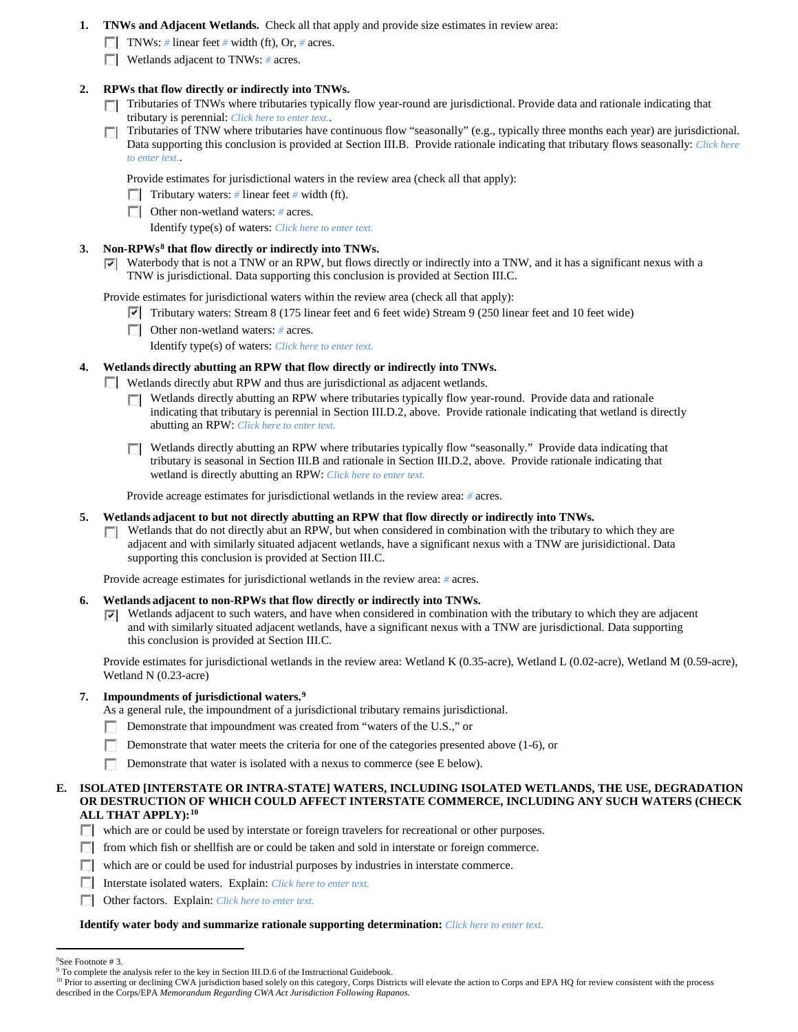1. **TNWs and Adjacent Wetlands.** Check all that apply and provide size estimates in review area:
   - ☐ TNWs: # linear feet # width (ft), Or, # acres.
   - ☐ Wetlands adjacent to TNWs: # acres.

2. **RPWs that flow directly or indirectly into TNWs.**
   - ☐ Tributaries of TNWs where tributaries typically flow year-round are jurisdictional. Provide data and rationale indicating that tributary is perennial: *Click here to enter text.*.
   - ☐ Tributaries of TNW where tributaries have continuous flow "seasonally" (e.g., typically three months each year) are jurisdictional. Data supporting this conclusion is provided at Section III.B. Provide rationale indicating that tributary flows seasonally: *Click here to enter text.*.

   Provide estimates for jurisdictional waters in the review area (check all that apply):
   - ☐ Tributary waters: # linear feet # width (ft).
   - ☐ Other non-wetland waters: # acres.
     Identify type(s) of waters: *Click here to enter text.*

3. **Non-RPWs[8] that flow directly or indirectly into TNWs.**
   - ☑ Waterbody that is not a TNW or an RPW, but flows directly or indirectly into a TNW, and it has a significant nexus with a TNW is jurisdictional. Data supporting this conclusion is provided at Section III.C.

   Provide estimates for jurisdictional waters within the review area (check all that apply):
   - ☑ Tributary waters: Stream 8 (175 linear feet and 6 feet wide) Stream 9 (250 linear feet and 10 feet wide)
   - ☐ Other non-wetland waters: # acres.
     Identify type(s) of waters: *Click here to enter text.*

4. **Wetlands directly abutting an RPW that flow directly or indirectly into TNWs.**
   - ☐ Wetlands directly abut RPW and thus are jurisdictional as adjacent wetlands.
     - ☐ Wetlands directly abutting an RPW where tributaries typically flow year-round. Provide data and rationale indicating that tributary is perennial in Section III.D.2, above. Provide rationale indicating that wetland is directly abutting an RPW: *Click here to enter text.*
     - ☐ Wetlands directly abutting an RPW where tributaries typically flow "seasonally." Provide data indicating that tributary is seasonal in Section III.B and rationale in Section III.D.2, above. Provide rationale indicating that wetland is directly abutting an RPW: *Click here to enter text.*

   Provide acreage estimates for jurisdictional wetlands in the review area: # acres.

5. **Wetlands adjacent to but not directly abutting an RPW that flow directly or indirectly into TNWs.**
   - ☐ Wetlands that do not directly abut an RPW, but when considered in combination with the tributary to which they are adjacent and with similarly situated adjacent wetlands, have a significant nexus with a TNW are jurisidictional. Data supporting this conclusion is provided at Section III.C.

   Provide acreage estimates for jurisdictional wetlands in the review area: # acres.

6. **Wetlands adjacent to non-RPWs that flow directly or indirectly into TNWs.**
   - ☑ Wetlands adjacent to such waters, and have when considered in combination with the tributary to which they are adjacent and with similarly situated adjacent wetlands, have a significant nexus with a TNW are jurisdictional. Data supporting this conclusion is provided at Section III.C.

   Provide estimates for jurisdictional wetlands in the review area: Wetland K (0.35-acre), Wetland L (0.02-acre), Wetland M (0.59-acre), Wetland N (0.23-acre)

7. **Impoundments of jurisdictional waters.[9]**
   As a general rule, the impoundment of a jurisdictional tributary remains jurisdictional.
   - ☐ Demonstrate that impoundment was created from "waters of the U.S.," or
   - ☐ Demonstrate that water meets the criteria for one of the categories presented above (1-6), or
   - ☐ Demonstrate that water is isolated with a nexus to commerce (see E below).

**E. ISOLATED [INTERSTATE OR INTRA-STATE] WATERS, INCLUDING ISOLATED WETLANDS, THE USE, DEGRADATION OR DESTRUCTION OF WHICH COULD AFFECT INTERSTATE COMMERCE, INCLUDING ANY SUCH WATERS (CHECK ALL THAT APPLY):[10]**

- ☐ which are or could be used by interstate or foreign travelers for recreational or other purposes.
- ☐ from which fish or shellfish are or could be taken and sold in interstate or foreign commerce.
- ☐ which are or could be used for industrial purposes by industries in interstate commerce.
- ☐ Interstate isolated waters. Explain: *Click here to enter text.*
- ☐ Other factors. Explain: *Click here to enter text.*

**Identify water body and summarize rationale supporting determination:** *Click here to enter text.*

---

[8] See Footnote # 3.
[9] To complete the analysis refer to the key in Section III.D.6 of the Instructional Guidebook.
[10] Prior to asserting or declining CWA jurisdiction based solely on this category, Corps Districts will elevate the action to Corps and EPA HQ for review consistent with the process described in the Corps/EPA *Memorandum Regarding CWA Act Jurisdiction Following Rapanos.*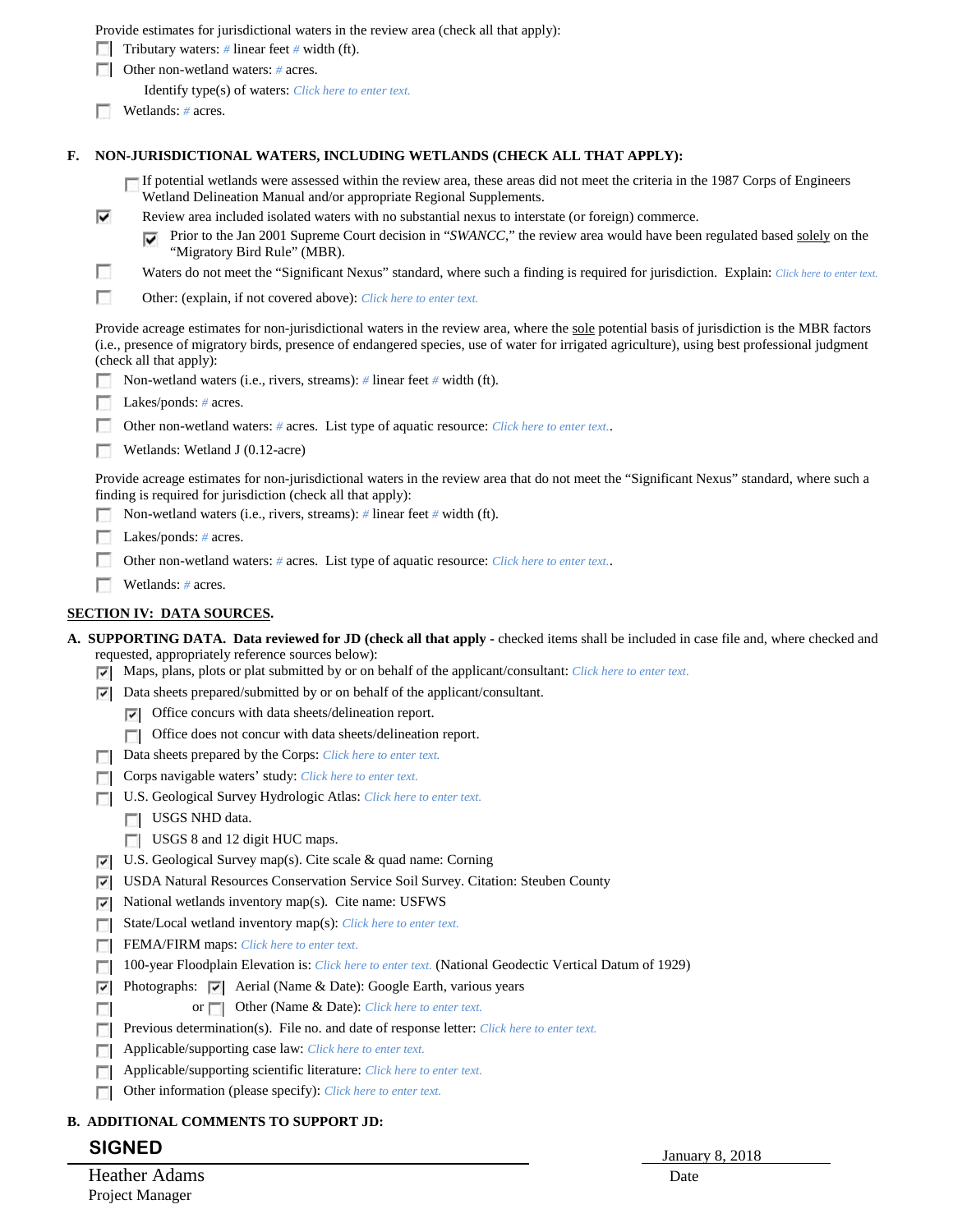Provide estimates for jurisdictional waters in the review area (check all that apply):

- ☐ Tributary waters: # linear feet # width (ft).
- ☐ Other non-wetland waters: # acres.
  - Identify type(s) of waters: Click here to enter text.
- ☐ Wetlands: # acres.

**F. NON-JURISDICTIONAL WATERS, INCLUDING WETLANDS (CHECK ALL THAT APPLY):**

- ☐ If potential wetlands were assessed within the review area, these areas did not meet the criteria in the 1987 Corps of Engineers Wetland Delineation Manual and/or appropriate Regional Supplements.
- ☑ Review area included isolated waters with no substantial nexus to interstate (or foreign) commerce.
  - ☑ Prior to the Jan 2001 Supreme Court decision in "*SWANCC*," the review area would have been regulated based solely on the "Migratory Bird Rule" (MBR).
- ☐ Waters do not meet the "Significant Nexus" standard, where such a finding is required for jurisdiction. Explain: Click here to enter text.
- ☐ Other: (explain, if not covered above): Click here to enter text.

Provide acreage estimates for non-jurisdictional waters in the review area, where the sole potential basis of jurisdiction is the MBR factors (i.e., presence of migratory birds, presence of endangered species, use of water for irrigated agriculture), using best professional judgment (check all that apply):

- ☐ Non-wetland waters (i.e., rivers, streams): # linear feet # width (ft).
- ☐ Lakes/ponds: # acres.
- ☐ Other non-wetland waters: # acres. List type of aquatic resource: Click here to enter text..
- ☐ Wetlands: Wetland J (0.12-acre)

Provide acreage estimates for non-jurisdictional waters in the review area that do not meet the "Significant Nexus" standard, where such a finding is required for jurisdiction (check all that apply):

- ☐ Non-wetland waters (i.e., rivers, streams): # linear feet # width (ft).
- ☐ Lakes/ponds: # acres.
- ☐ Other non-wetland waters: # acres. List type of aquatic resource: Click here to enter text..
- ☐ Wetlands: # acres.

**SECTION IV: DATA SOURCES.**

**A. SUPPORTING DATA. Data reviewed for JD (check all that apply -** checked items shall be included in case file and, where checked and requested, appropriately reference sources below):

- ☑ Maps, plans, plots or plat submitted by or on behalf of the applicant/consultant: Click here to enter text.
- ☑ Data sheets prepared/submitted by or on behalf of the applicant/consultant.
  - ☑ Office concurs with data sheets/delineation report.
  - ☐ Office does not concur with data sheets/delineation report.
- ☐ Data sheets prepared by the Corps: Click here to enter text.
- ☐ Corps navigable waters' study: Click here to enter text.
- ☐ U.S. Geological Survey Hydrologic Atlas: Click here to enter text.
  - ☐ USGS NHD data.
  - ☐ USGS 8 and 12 digit HUC maps.
- ☑ U.S. Geological Survey map(s). Cite scale & quad name: Corning
- ☑ USDA Natural Resources Conservation Service Soil Survey. Citation: Steuben County
- ☑ National wetlands inventory map(s). Cite name: USFWS
- ☐ State/Local wetland inventory map(s): Click here to enter text.
- ☐ FEMA/FIRM maps: Click here to enter text.
- ☐ 100-year Floodplain Elevation is: Click here to enter text. (National Geodectic Vertical Datum of 1929)
- ☑ Photographs: ☑ Aerial (Name & Date): Google Earth, various years
- ☐ or ☐ Other (Name & Date): Click here to enter text.
- ☐ Previous determination(s). File no. and date of response letter: Click here to enter text.
- ☐ Applicable/supporting case law: Click here to enter text.
- ☐ Applicable/supporting scientific literature: Click here to enter text.
- ☐ Other information (please specify): Click here to enter text.

**B. ADDITIONAL COMMENTS TO SUPPORT JD:**

**SIGNED**

Heather Adams
Project Manager

January 8, 2018
Date